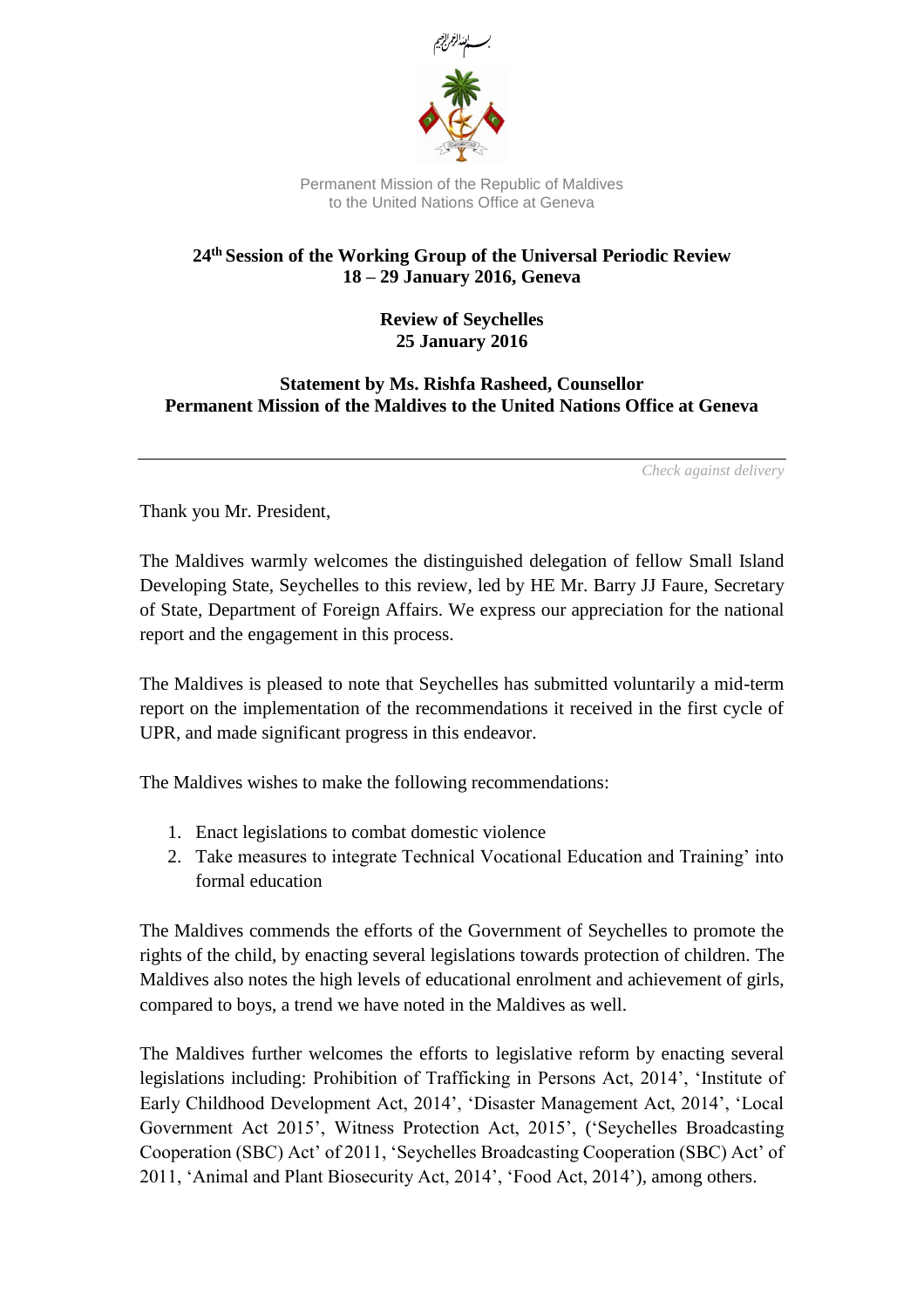بسم الله الرحمن الرحيم

Permanent Mission of the Republic of Maldives
to the United Nations Office at Geneva

**24th Session of the Working Group of the Universal Periodic Review**
**18 – 29 January 2016, Geneva**

**Review of Seychelles**
**25 January 2016**

**Statement by Ms. Rishfa Rasheed, Counsellor**
**Permanent Mission of the Maldives to the United Nations Office at Geneva**

---

*Check against delivery*

Thank you Mr. President,

The Maldives warmly welcomes the distinguished delegation of fellow Small Island Developing State, Seychelles to this review, led by HE Mr. Barry JJ Faure, Secretary of State, Department of Foreign Affairs. We express our appreciation for the national report and the engagement in this process.

The Maldives is pleased to note that Seychelles has submitted voluntarily a mid-term report on the implementation of the recommendations it received in the first cycle of UPR, and made significant progress in this endeavor.

The Maldives wishes to make the following recommendations:

1. Enact legislations to combat domestic violence
2. Take measures to integrate Technical Vocational Education and Training' into formal education

The Maldives commends the efforts of the Government of Seychelles to promote the rights of the child, by enacting several legislations towards protection of children. The Maldives also notes the high levels of educational enrolment and achievement of girls, compared to boys, a trend we have noted in the Maldives as well.

The Maldives further welcomes the efforts to legislative reform by enacting several legislations including: Prohibition of Trafficking in Persons Act, 2014', 'Institute of Early Childhood Development Act, 2014', 'Disaster Management Act, 2014', 'Local Government Act 2015', Witness Protection Act, 2015', ('Seychelles Broadcasting Cooperation (SBC) Act' of 2011, 'Seychelles Broadcasting Cooperation (SBC) Act' of 2011, 'Animal and Plant Biosecurity Act, 2014', 'Food Act, 2014'), among others.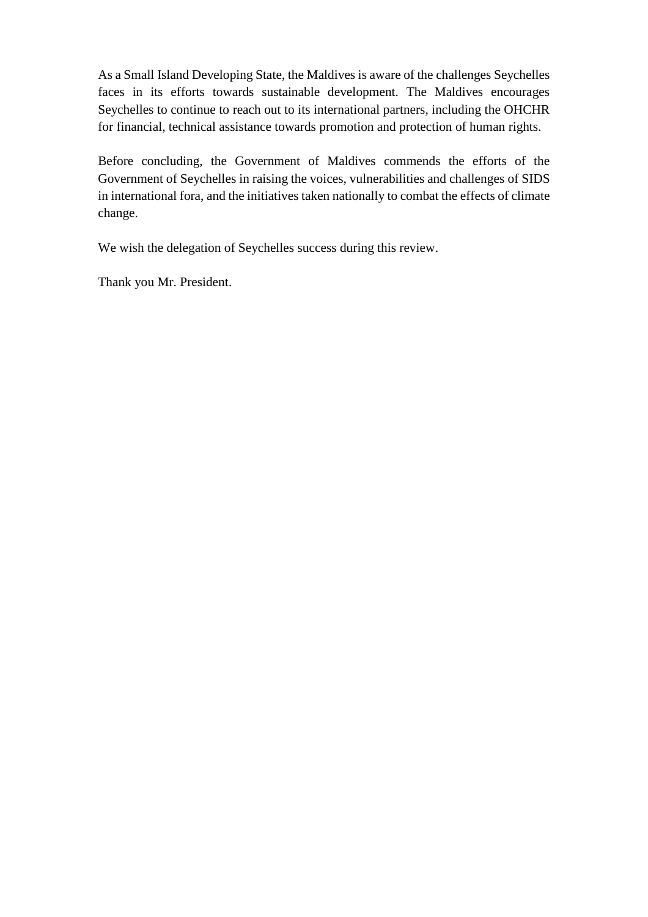As a Small Island Developing State, the Maldives is aware of the challenges Seychelles faces in its efforts towards sustainable development. The Maldives encourages Seychelles to continue to reach out to its international partners, including the OHCHR for financial, technical assistance towards promotion and protection of human rights.

Before concluding, the Government of Maldives commends the efforts of the Government of Seychelles in raising the voices, vulnerabilities and challenges of SIDS in international fora, and the initiatives taken nationally to combat the effects of climate change.

We wish the delegation of Seychelles success during this review.

Thank you Mr. President.